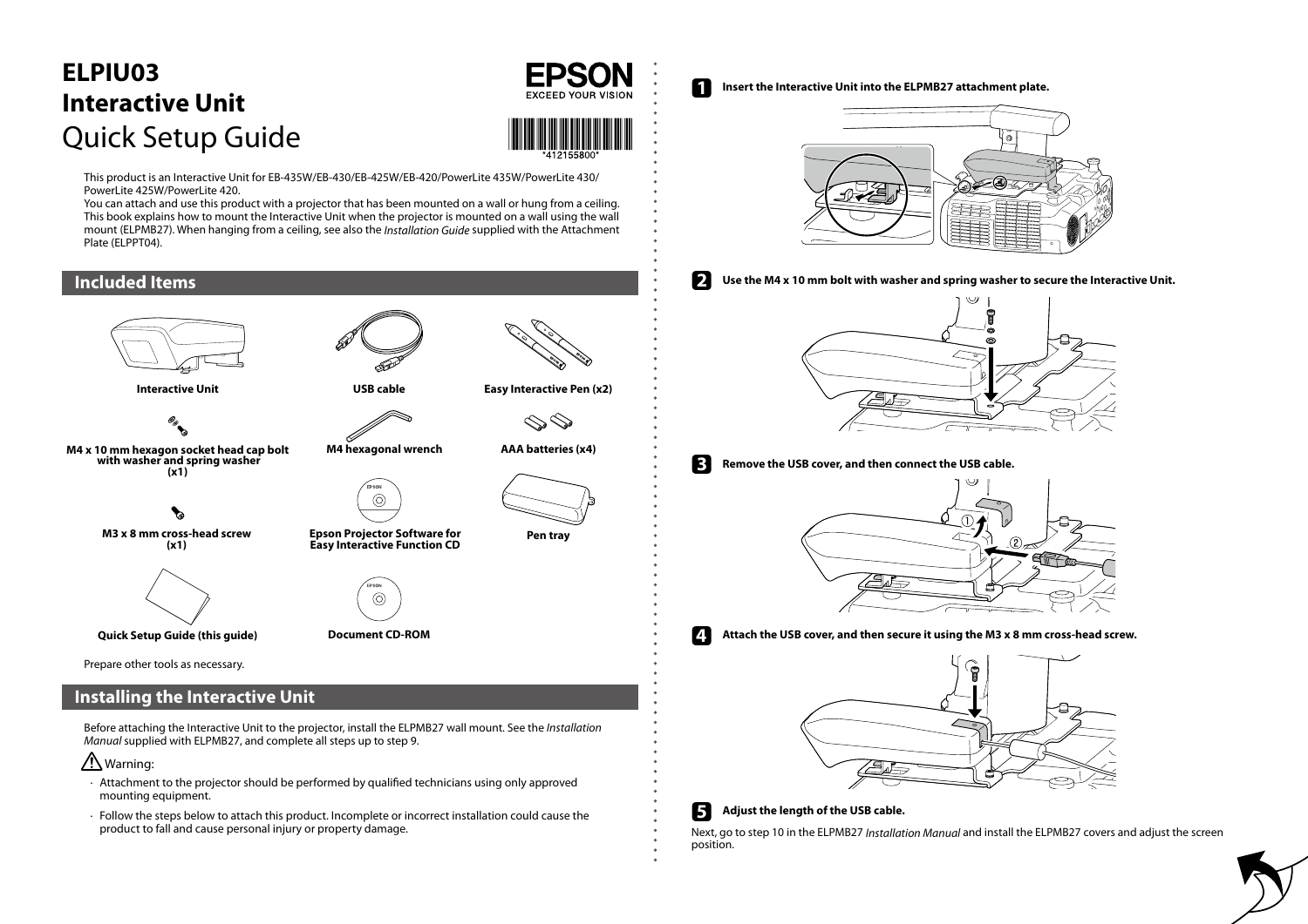# ELPIU03
# Interactive Unit
# Quick Setup Guide

EPSON
EXCEED YOUR VISION

*412155800*

This product is an Interactive Unit for EB-435W/EB-430/EB-425W/EB-420/PowerLite 435W/PowerLite 430/PowerLite 425W/PowerLite 420.
You can attach and use this product with a projector that has been mounted on a wall or hung from a ceiling. This book explains how to mount the Interactive Unit when the projector is mounted on a wall using the wall mount (ELPMB27). When hanging from a ceiling, see also the *Installation Guide* supplied with the Attachment Plate (ELPPT04).

## Included Items

- **Interactive Unit**
- **USB cable**
- **Easy Interactive Pen (x2)**
- **M4 x 10 mm hexagon socket head cap bolt with washer and spring washer (x1)**
- **M4 hexagonal wrench**
- **AAA batteries (x4)**
- **M3 x 8 mm cross-head screw (x1)**
- **Epson Projector Software for Easy Interactive Function CD**
- **Pen tray**
- **Quick Setup Guide (this guide)**
- **Document CD-ROM**

Prepare other tools as necessary.

## Installing the Interactive Unit

Before attaching the Interactive Unit to the projector, install the ELPMB27 wall mount. See the *Installation Manual* supplied with ELPMB27, and complete all steps up to step 9.

⚠ Warning:

- Attachment to the projector should be performed by qualified technicians using only approved mounting equipment.
- Follow the steps below to attach this product. Incomplete or incorrect installation could cause the product to fall and cause personal injury or property damage.

**1** **Insert the Interactive Unit into the ELPMB27 attachment plate.**

**2** **Use the M4 x 10 mm bolt with washer and spring washer to secure the Interactive Unit.**

**3** **Remove the USB cover, and then connect the USB cable.**

**4** **Attach the USB cover, and then secure it using the M3 x 8 mm cross-head screw.**

**5** **Adjust the length of the USB cable.**

Next, go to step 10 in the ELPMB27 *Installation Manual* and install the ELPMB27 covers and adjust the screen position.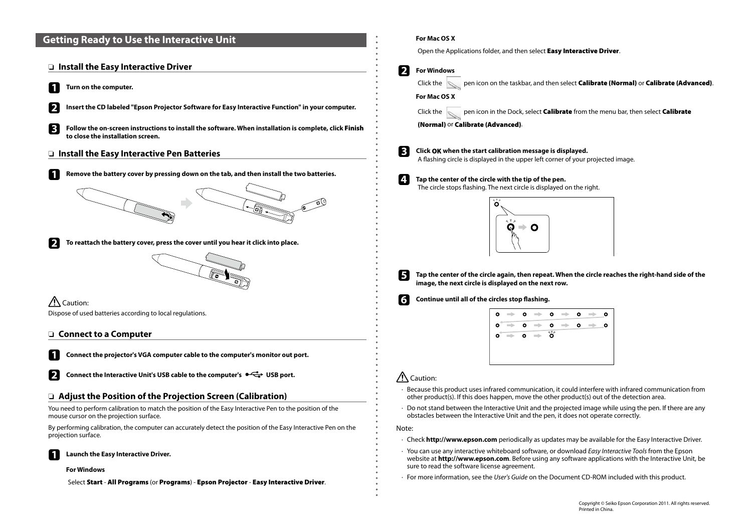## Getting Ready to Use the Interactive Unit

### ❏ Install the Easy Interactive Driver

**1** **Turn on the computer.**

**2** **Insert the CD labeled "Epson Projector Software for Easy Interactive Function" in your computer.**

**3** **Follow the on-screen instructions to install the software. When installation is complete, click Finish to close the installation screen.**

### ❏ Install the Easy Interactive Pen Batteries

**1** **Remove the battery cover by pressing down on the tab, and then install the two batteries.**

**2** **To reattach the battery cover, press the cover until you hear it click into place.**

⚠ Caution:

Dispose of used batteries according to local regulations.

### ❏ Connect to a Computer

**1** **Connect the projector's VGA computer cable to the computer's monitor out port.**

**2** **Connect the Interactive Unit's USB cable to the computer's USB port.**

### ❏ Adjust the Position of the Projection Screen (Calibration)

You need to perform calibration to match the position of the Easy Interactive Pen to the position of the mouse cursor on the projection surface.

By performing calibration, the computer can accurately detect the position of the Easy Interactive Pen on the projection surface.

**1** **Launch the Easy Interactive Driver.**

**For Windows**

Select **Start** - **All Programs** (or **Programs**) - **Epson Projector** - **Easy Interactive Driver**.

**For Mac OS X**

Open the Applications folder, and then select **Easy Interactive Driver**.

**2** **For Windows**

Click the pen icon on the taskbar, and then select **Calibrate (Normal)** or **Calibrate (Advanced)**.

**For Mac OS X**

Click the pen icon in the Dock, select **Calibrate** from the menu bar, then select **Calibrate (Normal)** or **Calibrate (Advanced)**.

**3** **Click OK when the start calibration message is displayed.**
A flashing circle is displayed in the upper left corner of your projected image.

**4** **Tap the center of the circle with the tip of the pen.**
The circle stops flashing. The next circle is displayed on the right.

**5** **Tap the center of the circle again, then repeat. When the circle reaches the right-hand side of the image, the next circle is displayed on the next row.**

**6** **Continue until all of the circles stop flashing.**

⚠ Caution:

- Because this product uses infrared communication, it could interfere with infrared communication from other product(s). If this does happen, move the other product(s) out of the detection area.
- Do not stand between the Interactive Unit and the projected image while using the pen. If there are any obstacles between the Interactive Unit and the pen, it does not operate correctly.

Note:

- Check **http://www.epson.com** periodically as updates may be available for the Easy Interactive Driver.
- You can use any interactive whiteboard software, or download *Easy Interactive Tools* from the Epson website at **http://www.epson.com**. Before using any software applications with the Interactive Unit, be sure to read the software license agreement.
- For more information, see the *User's Guide* on the Document CD-ROM included with this product.

Copyright © Seiko Epson Corporation 2011. All rights reserved.
Printed in China.